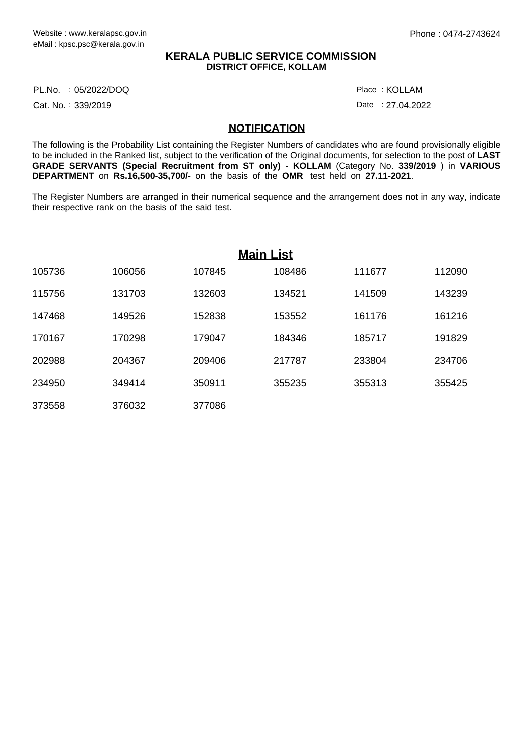Website : www.keralapsc.gov.in
eMail : kpsc.psc@kerala.gov.in

Phone : 0474-2743624

**KERALA PUBLIC SERVICE COMMISSION**
**DISTRICT OFFICE, KOLLAM**

PL.No. : 05/2022/DOQ

Place : KOLLAM

Cat. No. : 339/2019

Date : 27.04.2022

## NOTIFICATION

The following is the Probability List containing the Register Numbers of candidates who are found provisionally eligible to be included in the Ranked list, subject to the verification of the Original documents, for selection to the post of **LAST GRADE SERVANTS (Special Recruitment from ST only)** - **KOLLAM** (Category No. **339/2019** ) in **VARIOUS DEPARTMENT** on **Rs.16,500-35,700/-** on the basis of the **OMR** test held on **27.11-2021**.

The Register Numbers are arranged in their numerical sequence and the arrangement does not in any way, indicate their respective rank on the basis of the said test.

## Main List

| | | | | | |
|---|---|---|---|---|---|
| 105736 | 106056 | 107845 | 108486 | 111677 | 112090 |
| 115756 | 131703 | 132603 | 134521 | 141509 | 143239 |
| 147468 | 149526 | 152838 | 153552 | 161176 | 161216 |
| 170167 | 170298 | 179047 | 184346 | 185717 | 191829 |
| 202988 | 204367 | 209406 | 217787 | 233804 | 234706 |
| 234950 | 349414 | 350911 | 355235 | 355313 | 355425 |
| 373558 | 376032 | 377086 | | | |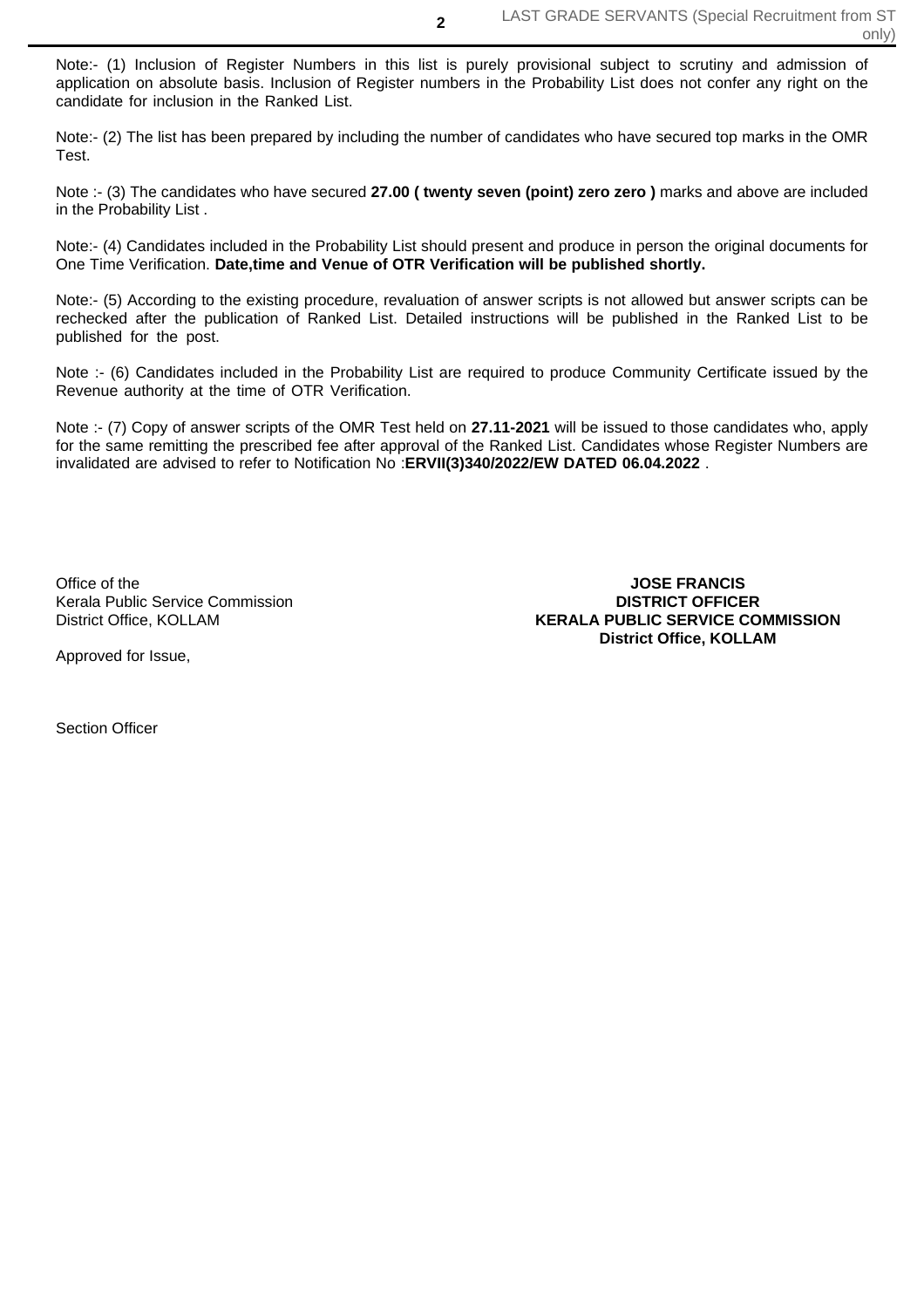Note:- (1) Inclusion of Register Numbers in this list is purely provisional subject to scrutiny and admission of application on absolute basis. Inclusion of Register numbers in the Probability List does not confer any right on the candidate for inclusion in the Ranked List.

Note:- (2) The list has been prepared by including the number of candidates who have secured top marks in the OMR Test.

Note :- (3) The candidates who have secured **27.00 ( twenty seven (point) zero zero )** marks and above are included in the Probability List .

Note:- (4) Candidates included in the Probability List should present and produce in person the original documents for One Time Verification. **Date,time and Venue of OTR Verification will be published shortly.**

Note:- (5) According to the existing procedure, revaluation of answer scripts is not allowed but answer scripts can be rechecked after the publication of Ranked List. Detailed instructions will be published in the Ranked List to be published for the post.

Note :- (6) Candidates included in the Probability List are required to produce Community Certificate issued by the Revenue authority at the time of OTR Verification.

Note :- (7) Copy of answer scripts of the OMR Test held on **27.11-2021** will be issued to those candidates who, apply for the same remitting the prescribed fee after approval of the Ranked List. Candidates whose Register Numbers are invalidated are advised to refer to Notification No :**ERVII(3)340/2022/EW DATED 06.04.2022** .

Office of the
Kerala Public Service Commission
District Office, KOLLAM

**JOSE FRANCIS**
**DISTRICT OFFICER**
**KERALA PUBLIC SERVICE COMMISSION**
**District Office, KOLLAM**

Approved for Issue,

Section Officer